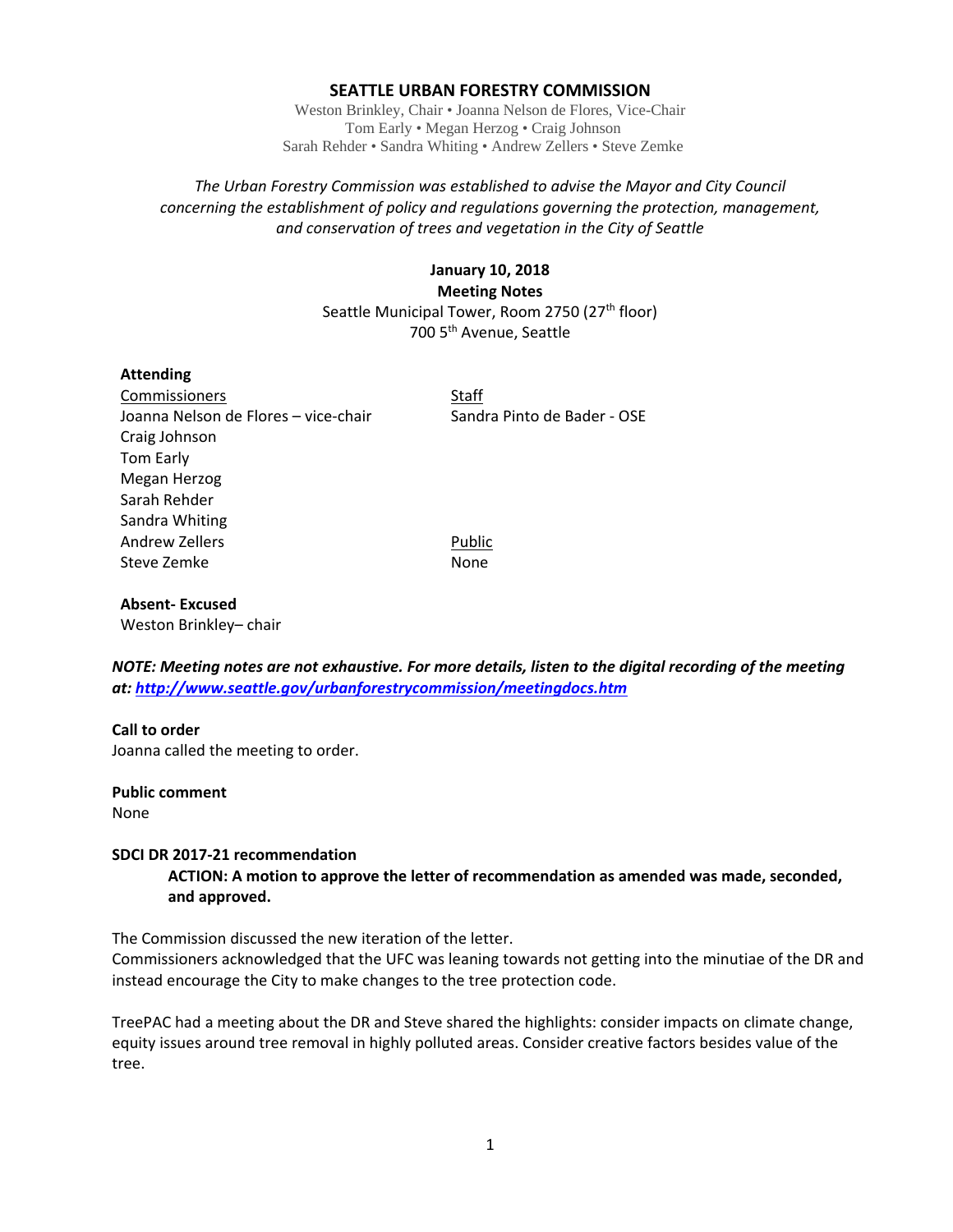# SEATTLE URBAN FORESTRY COMMISSION

Weston Brinkley, Chair • Joanna Nelson de Flores, Vice-Chair
Tom Early • Megan Herzog • Craig Johnson
Sarah Rehder • Sandra Whiting • Andrew Zellers • Steve Zemke

*The Urban Forestry Commission was established to advise the Mayor and City Council concerning the establishment of policy and regulations governing the protection, management, and conservation of trees and vegetation in the City of Seattle*

**January 10, 2018**
**Meeting Notes**
Seattle Municipal Tower, Room 2750 (27th floor)
700 5th Avenue, Seattle

**Attending**

| Commissioners | Staff |
|---|---|
| Joanna Nelson de Flores – vice-chair | Sandra Pinto de Bader - OSE |
| Craig Johnson | |
| Tom Early | |
| Megan Herzog | |
| Sarah Rehder | |
| Sandra Whiting | |
| Andrew Zellers | Public |
| Steve Zemke | None |

**Absent- Excused**
Weston Brinkley– chair

***NOTE: Meeting notes are not exhaustive. For more details, listen to the digital recording of the meeting at: http://www.seattle.gov/urbanforestrycommission/meetingdocs.htm***

**Call to order**
Joanna called the meeting to order.

**Public comment**
None

**SDCI DR 2017-21 recommendation**

> **ACTION: A motion to approve the letter of recommendation as amended was made, seconded, and approved.**

The Commission discussed the new iteration of the letter.
Commissioners acknowledged that the UFC was leaning towards not getting into the minutiae of the DR and instead encourage the City to make changes to the tree protection code.

TreePAC had a meeting about the DR and Steve shared the highlights: consider impacts on climate change, equity issues around tree removal in highly polluted areas. Consider creative factors besides value of the tree.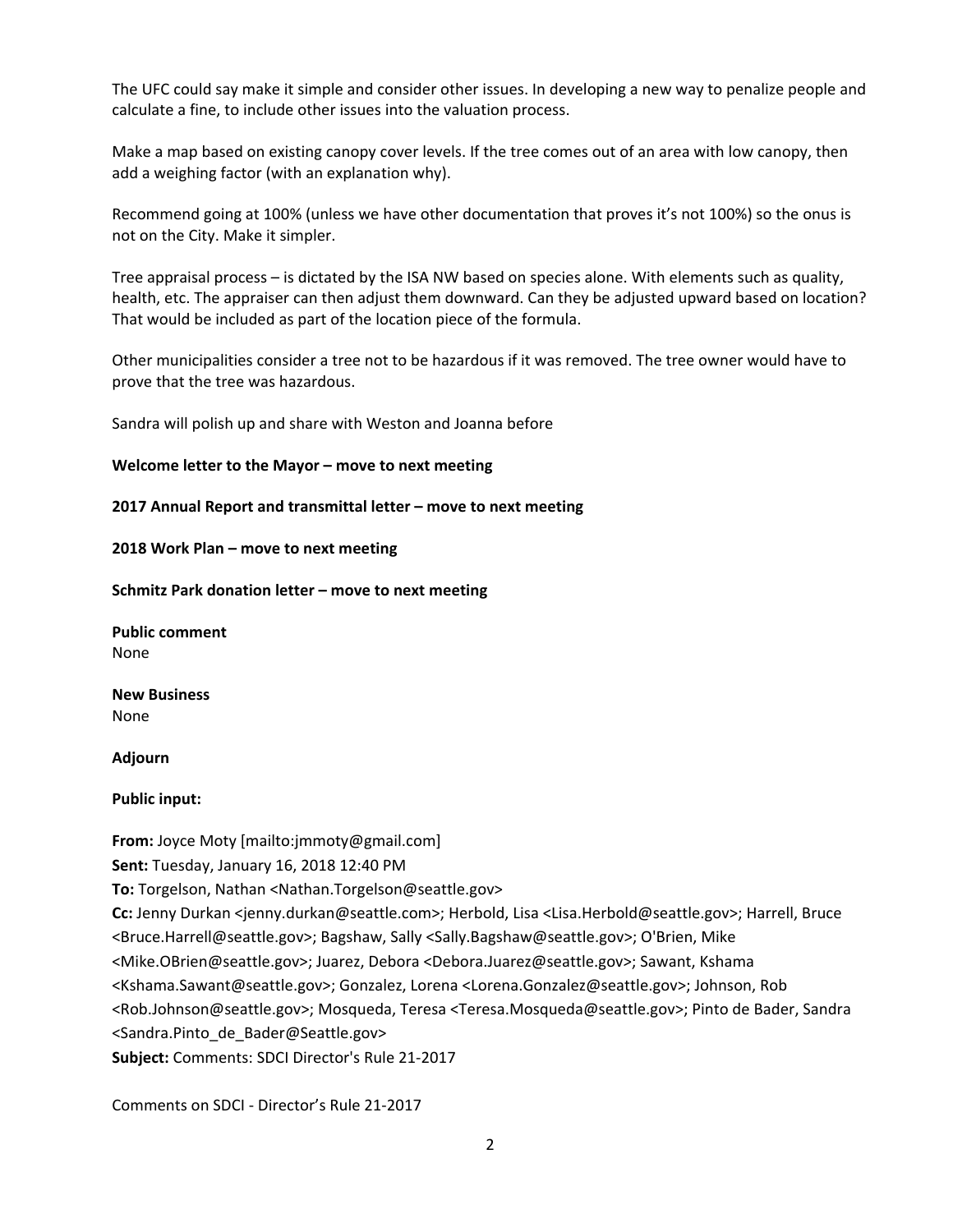The UFC could say make it simple and consider other issues. In developing a new way to penalize people and calculate a fine, to include other issues into the valuation process.

Make a map based on existing canopy cover levels. If the tree comes out of an area with low canopy, then add a weighing factor (with an explanation why).

Recommend going at 100% (unless we have other documentation that proves it's not 100%) so the onus is not on the City. Make it simpler.

Tree appraisal process – is dictated by the ISA NW based on species alone. With elements such as quality, health, etc. The appraiser can then adjust them downward. Can they be adjusted upward based on location? That would be included as part of the location piece of the formula.

Other municipalities consider a tree not to be hazardous if it was removed. The tree owner would have to prove that the tree was hazardous.

Sandra will polish up and share with Weston and Joanna before

**Welcome letter to the Mayor – move to next meeting**

**2017 Annual Report and transmittal letter – move to next meeting**

**2018 Work Plan – move to next meeting**

**Schmitz Park donation letter – move to next meeting**

**Public comment**
None

**New Business**
None

**Adjourn**

**Public input:**

**From:** Joyce Moty [mailto:jmmoty@gmail.com]
**Sent:** Tuesday, January 16, 2018 12:40 PM
**To:** Torgelson, Nathan <Nathan.Torgelson@seattle.gov>
**Cc:** Jenny Durkan <jenny.durkan@seattle.com>; Herbold, Lisa <Lisa.Herbold@seattle.gov>; Harrell, Bruce <Bruce.Harrell@seattle.gov>; Bagshaw, Sally <Sally.Bagshaw@seattle.gov>; O'Brien, Mike <Mike.OBrien@seattle.gov>; Juarez, Debora <Debora.Juarez@seattle.gov>; Sawant, Kshama <Kshama.Sawant@seattle.gov>; Gonzalez, Lorena <Lorena.Gonzalez@seattle.gov>; Johnson, Rob <Rob.Johnson@seattle.gov>; Mosqueda, Teresa <Teresa.Mosqueda@seattle.gov>; Pinto de Bader, Sandra <Sandra.Pinto_de_Bader@Seattle.gov>
**Subject:** Comments: SDCI Director's Rule 21-2017

Comments on SDCI - Director's Rule 21-2017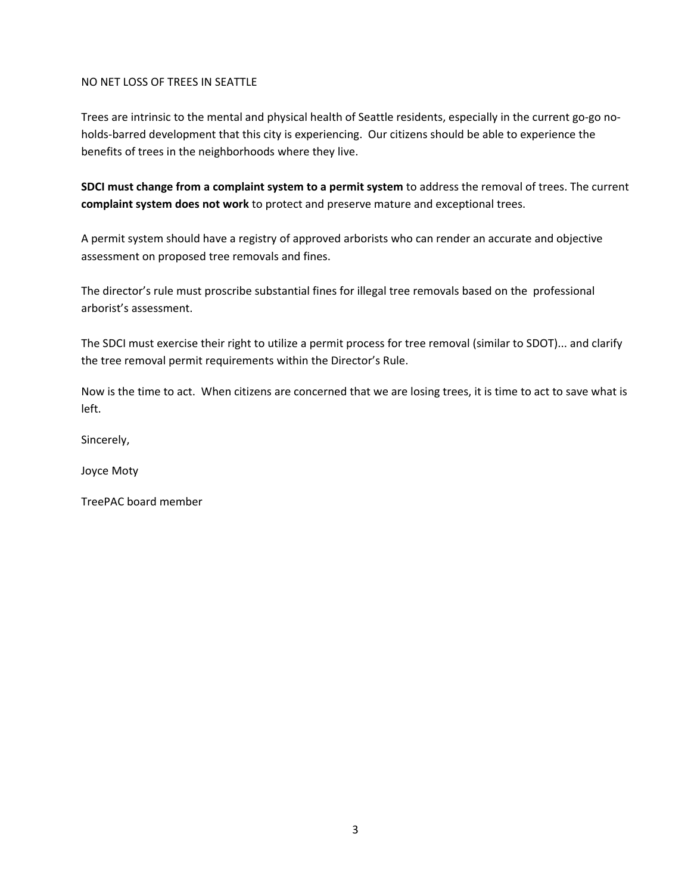NO NET LOSS OF TREES IN SEATTLE

Trees are intrinsic to the mental and physical health of Seattle residents, especially in the current go-go no-holds-barred development that this city is experiencing. Our citizens should be able to experience the benefits of trees in the neighborhoods where they live.

**SDCI must change from a complaint system to a permit system** to address the removal of trees. The current **complaint system does not work** to protect and preserve mature and exceptional trees.

A permit system should have a registry of approved arborists who can render an accurate and objective assessment on proposed tree removals and fines.

The director's rule must proscribe substantial fines for illegal tree removals based on the professional arborist's assessment.

The SDCI must exercise their right to utilize a permit process for tree removal (similar to SDOT)... and clarify the tree removal permit requirements within the Director's Rule.

Now is the time to act. When citizens are concerned that we are losing trees, it is time to act to save what is left.

Sincerely,

Joyce Moty

TreePAC board member